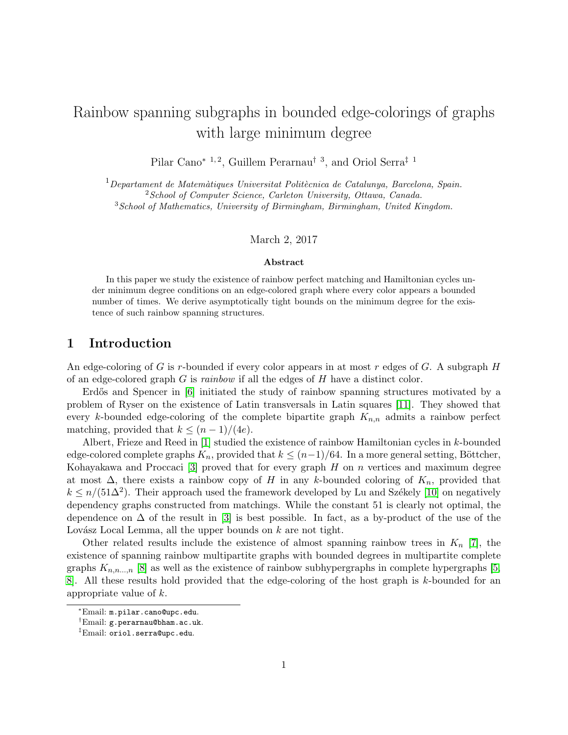# Rainbow spanning subgraphs in bounded edge-colorings of graphs with large minimum degree

Pilar Cano* [1,2], Guillem Perarnau† [3], and Oriol Serra‡ [1]

[1] *Departament de Matemàtiques Universitat Politècnica de Catalunya, Barcelona, Spain.*
[2] *School of Computer Science, Carleton University, Ottawa, Canada.*
[3] *School of Mathematics, University of Birmingham, Birmingham, United Kingdom.*

March 2, 2017

**Abstract**

In this paper we study the existence of rainbow perfect matching and Hamiltonian cycles under minimum degree conditions on an edge-colored graph where every color appears a bounded number of times. We derive asymptotically tight bounds on the minimum degree for the existence of such rainbow spanning structures.

## 1 Introduction

An edge-coloring of $G$ is $r$-bounded if every color appears in at most $r$ edges of $G$. A subgraph $H$ of an edge-colored graph $G$ is *rainbow* if all the edges of $H$ have a distinct color.

Erdős and Spencer in [6] initiated the study of rainbow spanning structures motivated by a problem of Ryser on the existence of Latin transversals in Latin squares [11]. They showed that every $k$-bounded edge-coloring of the complete bipartite graph $K_{n,n}$ admits a rainbow perfect matching, provided that $k \leq (n-1)/(4e)$.

Albert, Frieze and Reed in [1] studied the existence of rainbow Hamiltonian cycles in $k$-bounded edge-colored complete graphs $K_n$, provided that $k \leq (n-1)/64$. In a more general setting, Böttcher, Kohayakawa and Proccaci [3] proved that for every graph $H$ on $n$ vertices and maximum degree at most $\Delta$, there exists a rainbow copy of $H$ in any $k$-bounded coloring of $K_n$, provided that $k \leq n/(51\Delta^2)$. Their approach used the framework developed by Lu and Székely [10] on negatively dependency graphs constructed from matchings. While the constant 51 is clearly not optimal, the dependence on $\Delta$ of the result in [3] is best possible. In fact, as a by-product of the use of the Lovász Local Lemma, all the upper bounds on $k$ are not tight.

Other related results include the existence of almost spanning rainbow trees in $K_n$ [7], the existence of spanning rainbow multipartite graphs with bounded degrees in multipartite complete graphs $K_{n,n...,n}$ [8] as well as the existence of rainbow subhypergraphs in complete hypergraphs [5, 8]. All these results hold provided that the edge-coloring of the host graph is $k$-bounded for an appropriate value of $k$.

*Email: m.pilar.cano@upc.edu.
†Email: g.perarnau@bham.ac.uk.
‡Email: oriol.serra@upc.edu.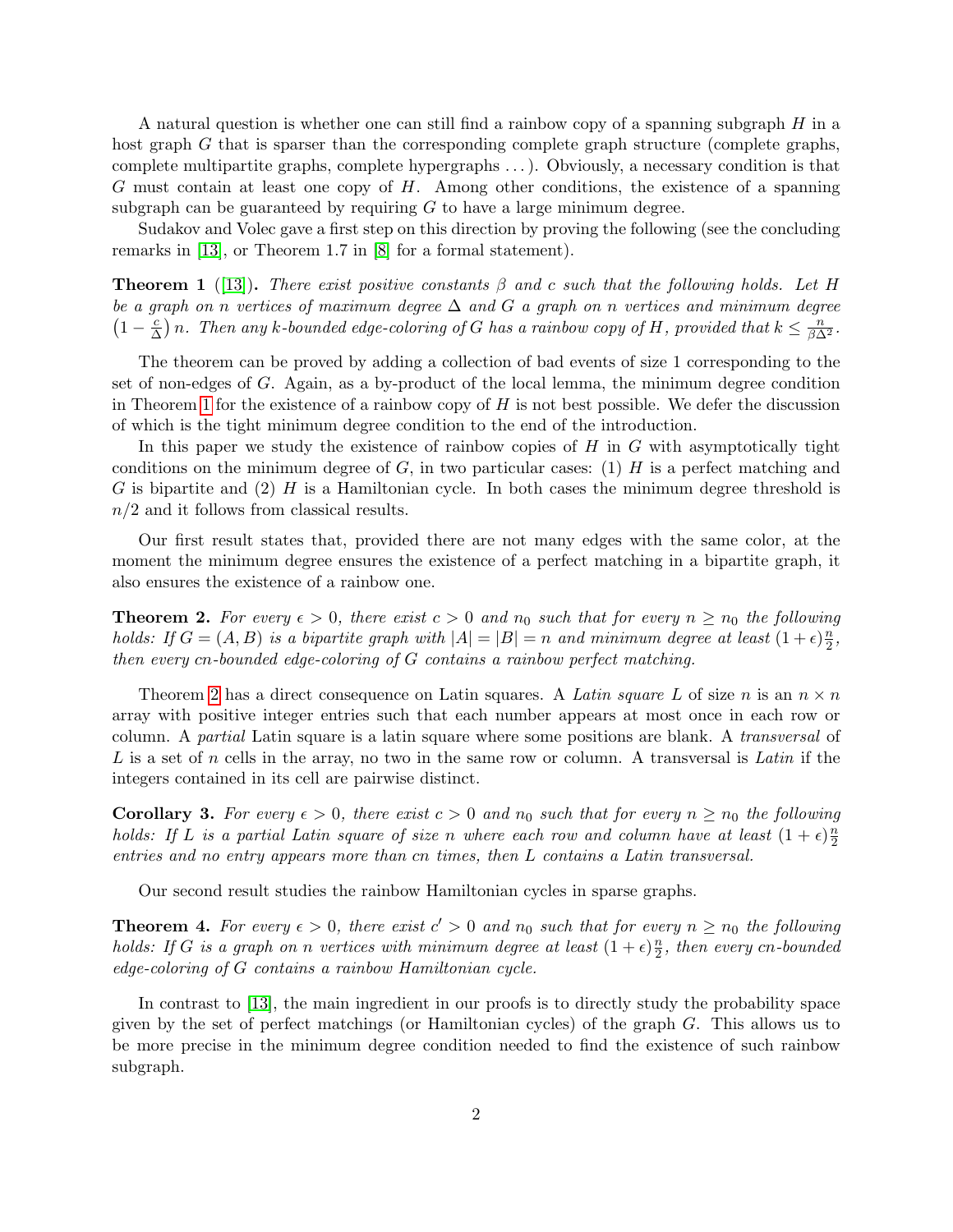A natural question is whether one can still find a rainbow copy of a spanning subgraph $H$ in a host graph $G$ that is sparser than the corresponding complete graph structure (complete graphs, complete multipartite graphs, complete hypergraphs ...). Obviously, a necessary condition is that $G$ must contain at least one copy of $H$. Among other conditions, the existence of a spanning subgraph can be guaranteed by requiring $G$ to have a large minimum degree.

Sudakov and Volec gave a first step on this direction by proving the following (see the concluding remarks in [13], or Theorem 1.7 in [8] for a formal statement).

**Theorem 1** ([13])**.** *There exist positive constants $\beta$ and $c$ such that the following holds. Let $H$ be a graph on $n$ vertices of maximum degree $\Delta$ and $G$ a graph on $n$ vertices and minimum degree $\left(1-\frac{c}{\Delta}\right)n$. Then any $k$-bounded edge-coloring of $G$ has a rainbow copy of $H$, provided that $k \leq \frac{n}{\beta\Delta^2}$.*

The theorem can be proved by adding a collection of bad events of size 1 corresponding to the set of non-edges of $G$. Again, as a by-product of the local lemma, the minimum degree condition in Theorem 1 for the existence of a rainbow copy of $H$ is not best possible. We defer the discussion of which is the tight minimum degree condition to the end of the introduction.

In this paper we study the existence of rainbow copies of $H$ in $G$ with asymptotically tight conditions on the minimum degree of $G$, in two particular cases: (1) $H$ is a perfect matching and $G$ is bipartite and (2) $H$ is a Hamiltonian cycle. In both cases the minimum degree threshold is $n/2$ and it follows from classical results.

Our first result states that, provided there are not many edges with the same color, at the moment the minimum degree ensures the existence of a perfect matching in a bipartite graph, it also ensures the existence of a rainbow one.

**Theorem 2.** *For every $\epsilon > 0$, there exist $c > 0$ and $n_0$ such that for every $n \geq n_0$ the following holds: If $G = (A, B)$ is a bipartite graph with $|A| = |B| = n$ and minimum degree at least $(1+\epsilon)\frac{n}{2}$, then every $cn$-bounded edge-coloring of $G$ contains a rainbow perfect matching.*

Theorem 2 has a direct consequence on Latin squares. A *Latin square* $L$ of size $n$ is an $n \times n$ array with positive integer entries such that each number appears at most once in each row or column. A *partial* Latin square is a latin square where some positions are blank. A *transversal* of $L$ is a set of $n$ cells in the array, no two in the same row or column. A transversal is *Latin* if the integers contained in its cell are pairwise distinct.

**Corollary 3.** *For every $\epsilon > 0$, there exist $c > 0$ and $n_0$ such that for every $n \geq n_0$ the following holds: If $L$ is a partial Latin square of size $n$ where each row and column have at least $(1+\epsilon)\frac{n}{2}$ entries and no entry appears more than $cn$ times, then $L$ contains a Latin transversal.*

Our second result studies the rainbow Hamiltonian cycles in sparse graphs.

**Theorem 4.** *For every $\epsilon > 0$, there exist $c' > 0$ and $n_0$ such that for every $n \geq n_0$ the following holds: If $G$ is a graph on $n$ vertices with minimum degree at least $(1+\epsilon)\frac{n}{2}$, then every $cn$-bounded edge-coloring of $G$ contains a rainbow Hamiltonian cycle.*

In contrast to [13], the main ingredient in our proofs is to directly study the probability space given by the set of perfect matchings (or Hamiltonian cycles) of the graph $G$. This allows us to be more precise in the minimum degree condition needed to find the existence of such rainbow subgraph.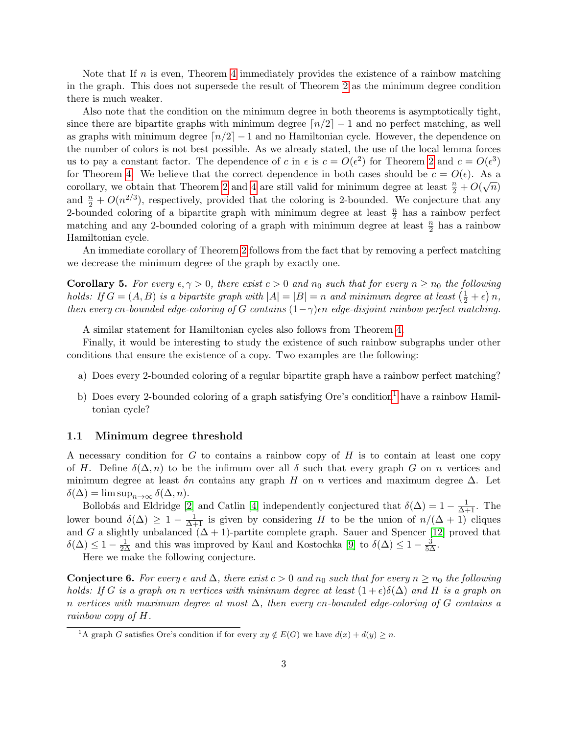Note that If $n$ is even, Theorem 4 immediately provides the existence of a rainbow matching in the graph. This does not supersede the result of Theorem 2 as the minimum degree condition there is much weaker.

Also note that the condition on the minimum degree in both theorems is asymptotically tight, since there are bipartite graphs with minimum degree $\lceil n/2 \rceil - 1$ and no perfect matching, as well as graphs with minimum degree $\lceil n/2 \rceil - 1$ and no Hamiltonian cycle. However, the dependence on the number of colors is not best possible. As we already stated, the use of the local lemma forces us to pay a constant factor. The dependence of $c$ in $\epsilon$ is $c = O(\epsilon^2)$ for Theorem 2 and $c = O(\epsilon^3)$ for Theorem 4. We believe that the correct dependence in both cases should be $c = O(\epsilon)$. As a corollary, we obtain that Theorem 2 and 4 are still valid for minimum degree at least $\frac{n}{2} + O(\sqrt{n})$ and $\frac{n}{2} + O(n^{2/3})$, respectively, provided that the coloring is 2-bounded. We conjecture that any 2-bounded coloring of a bipartite graph with minimum degree at least $\frac{n}{2}$ has a rainbow perfect matching and any 2-bounded coloring of a graph with minimum degree at least $\frac{n}{2}$ has a rainbow Hamiltonian cycle.

An immediate corollary of Theorem 2 follows from the fact that by removing a perfect matching we decrease the minimum degree of the graph by exactly one.

**Corollary 5.** *For every $\epsilon, \gamma > 0$, there exist $c > 0$ and $n_0$ such that for every $n \geq n_0$ the following holds: If $G = (A, B)$ is a bipartite graph with $|A| = |B| = n$ and minimum degree at least $\left(\frac{1}{2} + \epsilon\right) n$, then every $cn$-bounded edge-coloring of $G$ contains $(1-\gamma)\epsilon n$ edge-disjoint rainbow perfect matching.*

A similar statement for Hamiltonian cycles also follows from Theorem 4.

Finally, it would be interesting to study the existence of such rainbow subgraphs under other conditions that ensure the existence of a copy. Two examples are the following:

a) Does every 2-bounded coloring of a regular bipartite graph have a rainbow perfect matching?

b) Does every 2-bounded coloring of a graph satisfying Ore's condition[1] have a rainbow Hamiltonian cycle?

### 1.1 Minimum degree threshold

A necessary condition for $G$ to contains a rainbow copy of $H$ is to contain at least one copy of $H$. Define $\delta(\Delta, n)$ to be the infimum over all $\delta$ such that every graph $G$ on $n$ vertices and minimum degree at least $\delta n$ contains any graph $H$ on $n$ vertices and maximum degree $\Delta$. Let $\delta(\Delta) = \limsup_{n \to \infty} \delta(\Delta, n)$.

Bollobás and Eldridge [2] and Catlin [4] independently conjectured that $\delta(\Delta) = 1 - \frac{1}{\Delta+1}$. The lower bound $\delta(\Delta) \geq 1 - \frac{1}{\Delta+1}$ is given by considering $H$ to be the union of $n/(\Delta+1)$ cliques and $G$ a slightly unbalanced $(\Delta+1)$-partite complete graph. Sauer and Spencer [12] proved that $\delta(\Delta) \leq 1 - \frac{1}{2\Delta}$ and this was improved by Kaul and Kostochka [9] to $\delta(\Delta) \leq 1 - \frac{3}{5\Delta}$.

Here we make the following conjecture.

**Conjecture 6.** *For every $\epsilon$ and $\Delta$, there exist $c > 0$ and $n_0$ such that for every $n \geq n_0$ the following holds: If $G$ is a graph on $n$ vertices with minimum degree at least $(1 + \epsilon)\delta(\Delta)$ and $H$ is a graph on $n$ vertices with maximum degree at most $\Delta$, then every $cn$-bounded edge-coloring of $G$ contains a rainbow copy of $H$.*

---

[1] A graph $G$ satisfies Ore's condition if for every $xy \notin E(G)$ we have $d(x) + d(y) \geq n$.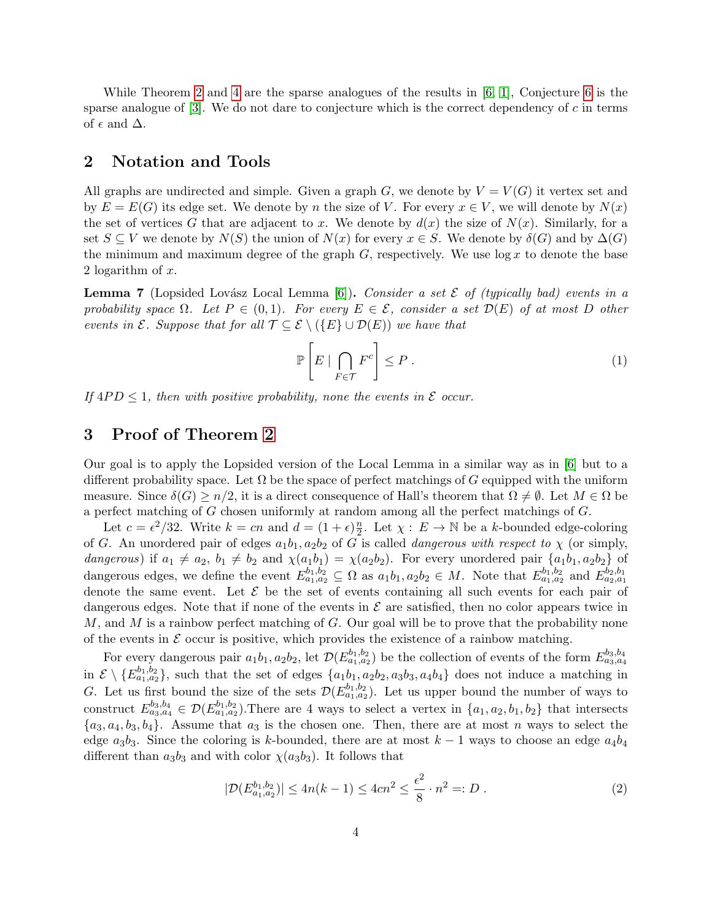While Theorem 2 and 4 are the sparse analogues of the results in [6, 1], Conjecture 6 is the sparse analogue of [3]. We do not dare to conjecture which is the correct dependency of $c$ in terms of $\epsilon$ and $\Delta$.

## 2 Notation and Tools

All graphs are undirected and simple. Given a graph $G$, we denote by $V = V(G)$ it vertex set and by $E = E(G)$ its edge set. We denote by $n$ the size of $V$. For every $x \in V$, we will denote by $N(x)$ the set of vertices $G$ that are adjacent to $x$. We denote by $d(x)$ the size of $N(x)$. Similarly, for a set $S \subseteq V$ we denote by $N(S)$ the union of $N(x)$ for every $x \in S$. We denote by $\delta(G)$ and by $\Delta(G)$ the minimum and maximum degree of the graph $G$, respectively. We use $\log x$ to denote the base 2 logarithm of $x$.

**Lemma 7** (Lopsided Lovász Local Lemma [6])**.** *Consider a set $\mathcal{E}$ of (typically bad) events in a probability space $\Omega$. Let $P \in (0,1)$. For every $E \in \mathcal{E}$, consider a set $\mathcal{D}(E)$ of at most $D$ other events in $\mathcal{E}$. Suppose that for all $\mathcal{T} \subseteq \mathcal{E} \setminus (\{E\} \cup \mathcal{D}(E))$ we have that*

$$\mathbb{P}\left[E \mid \bigcap_{F \in \mathcal{T}} F^c\right] \leq P \, . \tag{1}$$

*If $4PD \leq 1$, then with positive probability, none the events in $\mathcal{E}$ occur.*

## 3 Proof of Theorem 2

Our goal is to apply the Lopsided version of the Local Lemma in a similar way as in [6] but to a different probability space. Let $\Omega$ be the space of perfect matchings of $G$ equipped with the uniform measure. Since $\delta(G) \geq n/2$, it is a direct consequence of Hall's theorem that $\Omega \neq \emptyset$. Let $M \in \Omega$ be a perfect matching of $G$ chosen uniformly at random among all the perfect matchings of $G$.

Let $c = \epsilon^2/32$. Write $k = cn$ and $d = (1+\epsilon)\frac{n}{2}$. Let $\chi : E \to \mathbb{N}$ be a $k$-bounded edge-coloring of $G$. An unordered pair of edges $a_1b_1, a_2b_2$ of $G$ is called *dangerous with respect to* $\chi$ (or simply, *dangerous*) if $a_1 \neq a_2$, $b_1 \neq b_2$ and $\chi(a_1b_1) = \chi(a_2b_2)$. For every unordered pair $\{a_1b_1, a_2b_2\}$ of dangerous edges, we define the event $E^{b_1,b_2}_{a_1,a_2} \subseteq \Omega$ as $a_1b_1, a_2b_2 \in M$. Note that $E^{b_1,b_2}_{a_1,a_2}$ and $E^{b_2,b_1}_{a_2,a_1}$ denote the same event. Let $\mathcal{E}$ be the set of events containing all such events for each pair of dangerous edges. Note that if none of the events in $\mathcal{E}$ are satisfied, then no color appears twice in $M$, and $M$ is a rainbow perfect matching of $G$. Our goal will be to prove that the probability none of the events in $\mathcal{E}$ occur is positive, which provides the existence of a rainbow matching.

For every dangerous pair $a_1b_1, a_2b_2$, let $\mathcal{D}(E^{b_1,b_2}_{a_1,a_2})$ be the collection of events of the form $E^{b_3,b_4}_{a_3,a_4}$ in $\mathcal{E} \setminus \{E^{b_1,b_2}_{a_1,a_2}\}$, such that the set of edges $\{a_1b_1, a_2b_2, a_3b_3, a_4b_4\}$ does not induce a matching in $G$. Let us first bound the size of the sets $\mathcal{D}(E^{b_1,b_2}_{a_1,a_2})$. Let us upper bound the number of ways to construct $E^{b_3,b_4}_{a_3,a_4} \in \mathcal{D}(E^{b_1,b_2}_{a_1,a_2})$.There are 4 ways to select a vertex in $\{a_1, a_2, b_1, b_2\}$ that intersects $\{a_3, a_4, b_3, b_4\}$. Assume that $a_3$ is the chosen one. Then, there are at most $n$ ways to select the edge $a_3b_3$. Since the coloring is $k$-bounded, there are at most $k-1$ ways to choose an edge $a_4b_4$ different than $a_3b_3$ and with color $\chi(a_3b_3)$. It follows that

$$|\mathcal{D}(E^{b_1,b_2}_{a_1,a_2})| \leq 4n(k-1) \leq 4cn^2 \leq \frac{\epsilon^2}{8} \cdot n^2 =: D \, . \tag{2}$$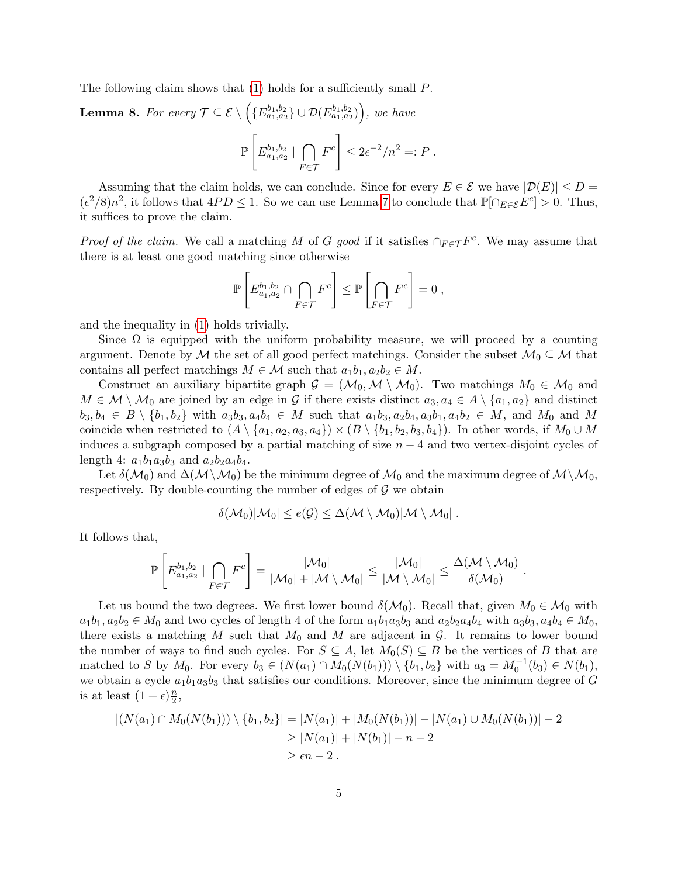The following claim shows that (1) holds for a sufficiently small $P$.

**Lemma 8.** *For every $\mathcal{T} \subseteq \mathcal{E} \setminus \left(\{E_{a_1,a_2}^{b_1,b_2}\} \cup \mathcal{D}(E_{a_1,a_2}^{b_1,b_2})\right)$, we have*

$$\mathbb{P}\left[E_{a_1,a_2}^{b_1,b_2} \mid \bigcap_{F \in \mathcal{T}} F^c\right] \leq 2\epsilon^{-2}/n^2 =: P \ .$$

Assuming that the claim holds, we can conclude. Since for every $E \in \mathcal{E}$ we have $|\mathcal{D}(E)| \leq D = (\epsilon^2/8)n^2$, it follows that $4PD \leq 1$. So we can use Lemma 7 to conclude that $\mathbb{P}[\cap_{E \in \mathcal{E}} E^c] > 0$. Thus, it suffices to prove the claim.

*Proof of the claim.* We call a matching $M$ of $G$ *good* if it satisfies $\cap_{F \in \mathcal{T}} F^c$. We may assume that there is at least one good matching since otherwise

$$\mathbb{P}\left[E_{a_1,a_2}^{b_1,b_2} \cap \bigcap_{F \in \mathcal{T}} F^c\right] \leq \mathbb{P}\left[\bigcap_{F \in \mathcal{T}} F^c\right] = 0 \ ,$$

and the inequality in (1) holds trivially.

Since $\Omega$ is equipped with the uniform probability measure, we will proceed by a counting argument. Denote by $\mathcal{M}$ the set of all good perfect matchings. Consider the subset $\mathcal{M}_0 \subseteq \mathcal{M}$ that contains all perfect matchings $M \in \mathcal{M}$ such that $a_1b_1, a_2b_2 \in M$.

Construct an auxiliary bipartite graph $\mathcal{G} = (\mathcal{M}_0, \mathcal{M} \setminus \mathcal{M}_0)$. Two matchings $M_0 \in \mathcal{M}_0$ and $M \in \mathcal{M} \setminus \mathcal{M}_0$ are joined by an edge in $\mathcal{G}$ if there exists distinct $a_3, a_4 \in A \setminus \{a_1, a_2\}$ and distinct $b_3, b_4 \in B \setminus \{b_1, b_2\}$ with $a_3b_3, a_4b_4 \in M$ such that $a_1b_3, a_2b_4, a_3b_1, a_4b_2 \in M$, and $M_0$ and $M$ coincide when restricted to $(A \setminus \{a_1, a_2, a_3, a_4\}) \times (B \setminus \{b_1, b_2, b_3, b_4\})$. In other words, if $M_0 \cup M$ induces a subgraph composed by a partial matching of size $n - 4$ and two vertex-disjoint cycles of length 4: $a_1b_1a_3b_3$ and $a_2b_2a_4b_4$.

Let $\delta(\mathcal{M}_0)$ and $\Delta(\mathcal{M} \setminus \mathcal{M}_0)$ be the minimum degree of $\mathcal{M}_0$ and the maximum degree of $\mathcal{M} \setminus \mathcal{M}_0$, respectively. By double-counting the number of edges of $\mathcal{G}$ we obtain

$$\delta(\mathcal{M}_0)|\mathcal{M}_0| \leq e(\mathcal{G}) \leq \Delta(\mathcal{M} \setminus \mathcal{M}_0)|\mathcal{M} \setminus \mathcal{M}_0| \ .$$

It follows that,

$$\mathbb{P}\left[E_{a_1,a_2}^{b_1,b_2} \mid \bigcap_{F \in \mathcal{T}} F^c\right] = \frac{|\mathcal{M}_0|}{|\mathcal{M}_0| + |\mathcal{M} \setminus \mathcal{M}_0|} \leq \frac{|\mathcal{M}_0|}{|\mathcal{M} \setminus \mathcal{M}_0|} \leq \frac{\Delta(\mathcal{M} \setminus \mathcal{M}_0)}{\delta(\mathcal{M}_0)} \ .$$

Let us bound the two degrees. We first lower bound $\delta(\mathcal{M}_0)$. Recall that, given $M_0 \in \mathcal{M}_0$ with $a_1b_1, a_2b_2 \in M_0$ and two cycles of length 4 of the form $a_1b_1a_3b_3$ and $a_2b_2a_4b_4$ with $a_3b_3, a_4b_4 \in M_0$, there exists a matching $M$ such that $M_0$ and $M$ are adjacent in $\mathcal{G}$. It remains to lower bound the number of ways to find such cycles. For $S \subseteq A$, let $M_0(S) \subseteq B$ be the vertices of $B$ that are matched to $S$ by $M_0$. For every $b_3 \in (N(a_1) \cap M_0(N(b_1))) \setminus \{b_1, b_2\}$ with $a_3 = M_0^{-1}(b_3) \in N(b_1)$, we obtain a cycle $a_1b_1a_3b_3$ that satisfies our conditions. Moreover, since the minimum degree of $G$ is at least $(1 + \epsilon)\frac{n}{2}$,

$$\begin{aligned}
|(N(a_1) \cap M_0(N(b_1))) \setminus \{b_1, b_2\}| &= |N(a_1)| + |M_0(N(b_1))| - |N(a_1) \cup M_0(N(b_1))| - 2 \\
&\geq |N(a_1)| + |N(b_1)| - n - 2 \\
&\geq \epsilon n - 2 \ .
\end{aligned}$$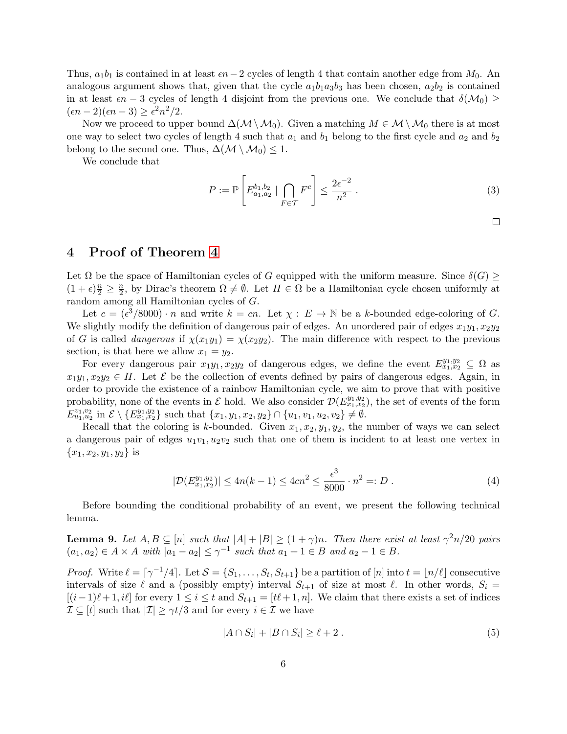Thus, $a_1b_1$ is contained in at least $\epsilon n - 2$ cycles of length 4 that contain another edge from $M_0$. An analogous argument shows that, given that the cycle $a_1b_1a_3b_3$ has been chosen, $a_2b_2$ is contained in at least $\epsilon n - 3$ cycles of length 4 disjoint from the previous one. We conclude that $\delta(\mathcal{M}_0) \geq (\epsilon n-2)(\epsilon n - 3) \geq \epsilon^2 n^2/2$.

Now we proceed to upper bound $\Delta(\mathcal{M} \setminus \mathcal{M}_0)$. Given a matching $M \in \mathcal{M} \setminus \mathcal{M}_0$ there is at most one way to select two cycles of length 4 such that $a_1$ and $b_1$ belong to the first cycle and $a_2$ and $b_2$ belong to the second one. Thus, $\Delta(\mathcal{M} \setminus \mathcal{M}_0) \leq 1$.

We conclude that

$$P := \mathbb{P}\left[E^{b_1,b_2}_{a_1,a_2} \mid \bigcap_{F\in\mathcal{T}} F^c\right] \leq \frac{2\epsilon^{-2}}{n^2} . \tag{3}$$

□

# 4 Proof of Theorem 4

Let $\Omega$ be the space of Hamiltonian cycles of $G$ equipped with the uniform measure. Since $\delta(G) \geq (1+\epsilon)\frac{n}{2} \geq \frac{n}{2}$, by Dirac's theorem $\Omega \neq \emptyset$. Let $H \in \Omega$ be a Hamiltonian cycle chosen uniformly at random among all Hamiltonian cycles of $G$.

Let $c = (\epsilon^3/8000) \cdot n$ and write $k = cn$. Let $\chi : E \to \mathbb{N}$ be a $k$-bounded edge-coloring of $G$. We slightly modify the definition of dangerous pair of edges. An unordered pair of edges $x_1y_1, x_2y_2$ of $G$ is called *dangerous* if $\chi(x_1y_1) = \chi(x_2y_2)$. The main difference with respect to the previous section, is that here we allow $x_1 = y_2$.

For every dangerous pair $x_1y_1, x_2y_2$ of dangerous edges, we define the event $E^{y_1,y_2}_{x_1,x_2} \subseteq \Omega$ as $x_1y_1, x_2y_2 \in H$. Let $\mathcal{E}$ be the collection of events defined by pairs of dangerous edges. Again, in order to provide the existence of a rainbow Hamiltonian cycle, we aim to prove that with positive probability, none of the events in $\mathcal{E}$ hold. We also consider $\mathcal{D}(E^{y_1,y_2}_{x_1,x_2})$, the set of events of the form $E^{v_1,v_2}_{u_1,u_2}$ in $\mathcal{E} \setminus \{E^{y_1,y_2}_{x_1,x_2}\}$ such that $\{x_1,y_1,x_2,y_2\} \cap \{u_1,v_1,u_2,v_2\} \neq \emptyset$.

Recall that the coloring is $k$-bounded. Given $x_1, x_2, y_1, y_2$, the number of ways we can select a dangerous pair of edges $u_1v_1, u_2v_2$ such that one of them is incident to at least one vertex in $\{x_1, x_2, y_1, y_2\}$ is

$$|\mathcal{D}(E^{y_1,y_2}_{x_1,x_2})| \leq 4n(k-1) \leq 4cn^2 \leq \frac{\epsilon^3}{8000} \cdot n^2 =: D . \tag{4}$$

Before bounding the conditional probability of an event, we present the following technical lemma.

**Lemma 9.** *Let $A, B \subseteq [n]$ such that $|A| + |B| \geq (1+\gamma)n$. Then there exist at least $\gamma^2 n/20$ pairs $(a_1, a_2) \in A \times A$ with $|a_1 - a_2| \leq \gamma^{-1}$ such that $a_1 + 1 \in B$ and $a_2 - 1 \in B$.*

*Proof.* Write $\ell = \lceil \gamma^{-1}/4 \rceil$. Let $\mathcal{S} = \{S_1, \dots, S_t, S_{t+1}\}$ be a partition of $[n]$ into $t = \lfloor n/\ell \rfloor$ consecutive intervals of size $\ell$ and a (possibly empty) interval $S_{t+1}$ of size at most $\ell$. In other words, $S_i = [(i-1)\ell + 1, i\ell]$ for every $1 \leq i \leq t$ and $S_{t+1} = [t\ell + 1, n]$. We claim that there exists a set of indices $\mathcal{I} \subseteq [t]$ such that $|\mathcal{I}| \geq \gamma t/3$ and for every $i \in \mathcal{I}$ we have

$$|A \cap S_i| + |B \cap S_i| \geq \ell + 2 . \tag{5}$$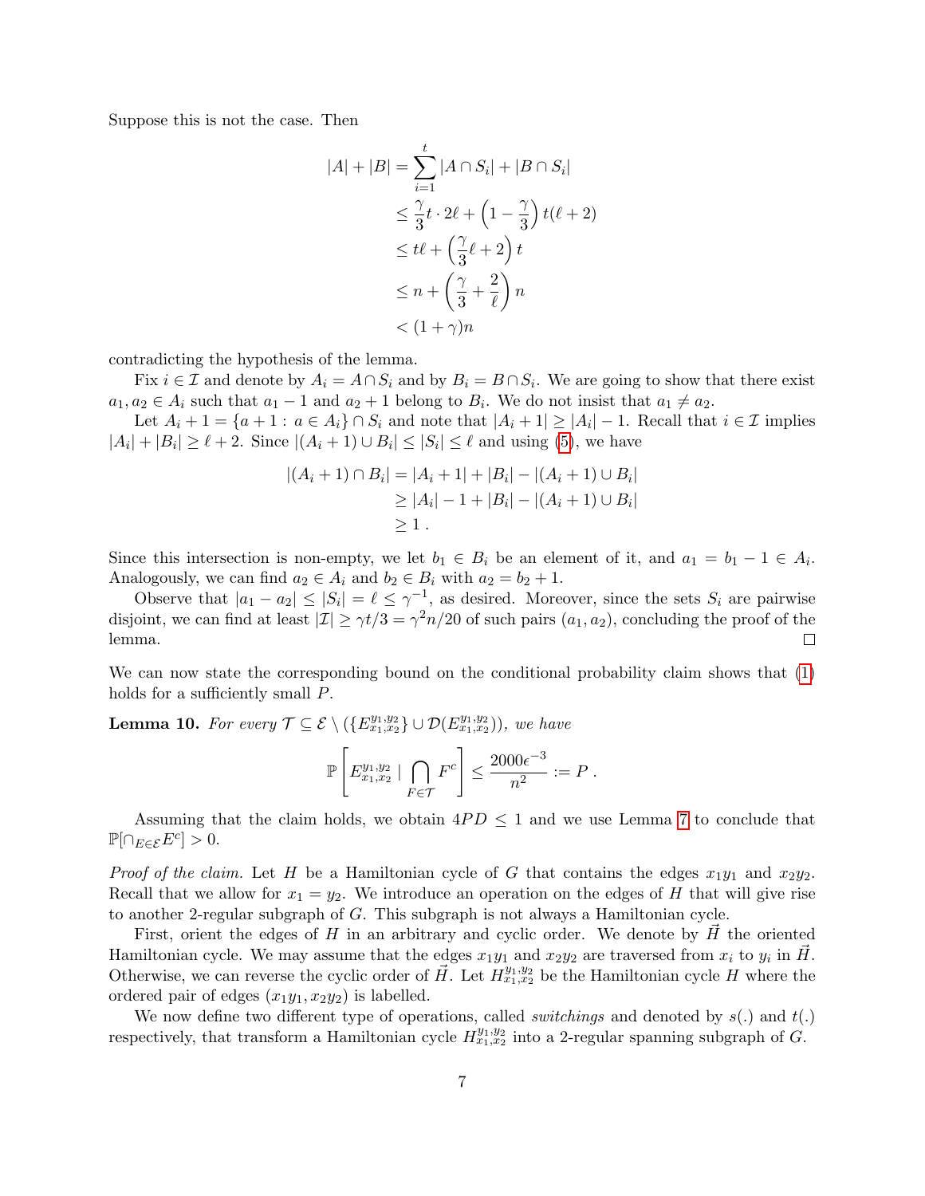Suppose this is not the case. Then

$$
\begin{aligned}
|A|+|B| &= \sum_{i=1}^{t} |A\cap S_i| + |B\cap S_i| \\
&\le \frac{\gamma}{3}t\cdot 2\ell + \left(1-\frac{\gamma}{3}\right)t(\ell+2) \\
&\le t\ell + \left(\frac{\gamma}{3}\ell + 2\right)t \\
&\le n + \left(\frac{\gamma}{3}+\frac{2}{\ell}\right)n \\
&< (1+\gamma)n
\end{aligned}
$$

contradicting the hypothesis of the lemma.

Fix $i\in\mathcal{I}$ and denote by $A_i = A\cap S_i$ and by $B_i = B\cap S_i$. We are going to show that there exist $a_1,a_2\in A_i$ such that $a_1-1$ and $a_2+1$ belong to $B_i$. We do not insist that $a_1\neq a_2$.

Let $A_i+1=\{a+1:\, a\in A_i\}\cap S_i$ and note that $|A_i+1|\ge |A_i|-1$. Recall that $i\in\mathcal{I}$ implies $|A_i|+|B_i|\ge \ell+2$. Since $|(A_i+1)\cup B_i|\le |S_i|\le \ell$ and using (5), we have

$$
\begin{aligned}
|(A_i+1)\cap B_i| &= |A_i+1| + |B_i| - |(A_i+1)\cup B_i| \\
&\ge |A_i| - 1 + |B_i| - |(A_i+1)\cup B_i| \\
&\ge 1\ .
\end{aligned}
$$

Since this intersection is non-empty, we let $b_1\in B_i$ be an element of it, and $a_1=b_1-1\in A_i$. Analogously, we can find $a_2\in A_i$ and $b_2\in B_i$ with $a_2=b_2+1$.

Observe that $|a_1-a_2|\le |S_i| = \ell \le \gamma^{-1}$, as desired. Moreover, since the sets $S_i$ are pairwise disjoint, we can find at least $|\mathcal{I}|\ge \gamma t/3 = \gamma^2 n/20$ of such pairs $(a_1,a_2)$, concluding the proof of the lemma. □

We can now state the corresponding bound on the conditional probability claim shows that (1) holds for a sufficiently small $P$.

**Lemma 10.** *For every $\mathcal{T}\subseteq \mathcal{E}\setminus(\{E^{y_1,y_2}_{x_1,x_2}\}\cup \mathcal{D}(E^{y_1,y_2}_{x_1,x_2}))$, we have*

$$
\mathbb{P}\left[E^{y_1,y_2}_{x_1,x_2} \mid \bigcap_{F\in\mathcal{T}} F^c\right] \le \frac{2000\epsilon^{-3}}{n^2} := P\ .
$$

Assuming that the claim holds, we obtain $4PD\le 1$ and we use Lemma 7 to conclude that $\mathbb{P}[\cap_{E\in\mathcal{E}} E^c]>0$.

*Proof of the claim.* Let $H$ be a Hamiltonian cycle of $G$ that contains the edges $x_1y_1$ and $x_2y_2$. Recall that we allow for $x_1=y_2$. We introduce an operation on the edges of $H$ that will give rise to another 2-regular subgraph of $G$. This subgraph is not always a Hamiltonian cycle.

First, orient the edges of $H$ in an arbitrary and cyclic order. We denote by $\vec{H}$ the oriented Hamiltonian cycle. We may assume that the edges $x_1y_1$ and $x_2y_2$ are traversed from $x_i$ to $y_i$ in $\vec{H}$. Otherwise, we can reverse the cyclic order of $\vec{H}$. Let $H^{y_1,y_2}_{x_1,x_2}$ be the Hamiltonian cycle $H$ where the ordered pair of edges $(x_1y_1,x_2y_2)$ is labelled.

We now define two different type of operations, called *switchings* and denoted by $s(.)$ and $t(.)$ respectively, that transform a Hamiltonian cycle $H^{y_1,y_2}_{x_1,x_2}$ into a 2-regular spanning subgraph of $G$.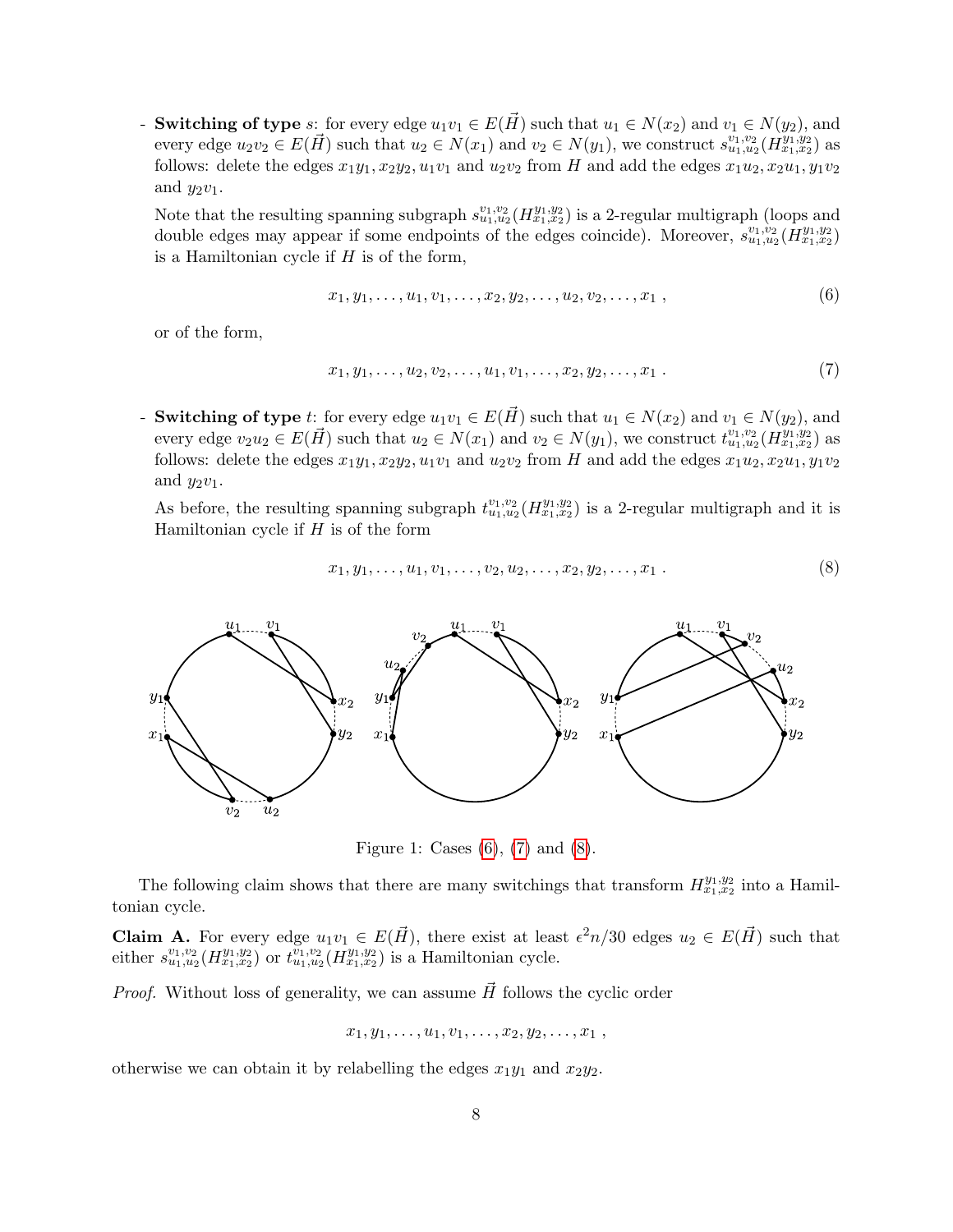- **Switching of type** $s$: for every edge $u_1v_1 \in E(\vec{H})$ such that $u_1 \in N(x_2)$ and $v_1 \in N(y_2)$, and every edge $u_2v_2 \in E(\vec{H})$ such that $u_2 \in N(x_1)$ and $v_2 \in N(y_1)$, we construct $s_{u_1,u_2}^{v_1,v_2}(H_{x_1,x_2}^{y_1,y_2})$ as follows: delete the edges $x_1y_1, x_2y_2, u_1v_1$ and $u_2v_2$ from $H$ and add the edges $x_1u_2, x_2u_1, y_1v_2$ and $y_2v_1$.

  Note that the resulting spanning subgraph $s_{u_1,u_2}^{v_1,v_2}(H_{x_1,x_2}^{y_1,y_2})$ is a 2-regular multigraph (loops and double edges may appear if some endpoints of the edges coincide). Moreover, $s_{u_1,u_2}^{v_1,v_2}(H_{x_1,x_2}^{y_1,y_2})$ is a Hamiltonian cycle if $H$ is of the form,

$$x_1, y_1, \dots, u_1, v_1, \dots, x_2, y_2, \dots, u_2, v_2, \dots, x_1 \ , \tag{6}$$

  or of the form,

$$x_1, y_1, \dots, u_2, v_2, \dots, u_1, v_1, \dots, x_2, y_2, \dots, x_1 \ . \tag{7}$$

- **Switching of type** $t$: for every edge $u_1v_1 \in E(\vec{H})$ such that $u_1 \in N(x_2)$ and $v_1 \in N(y_2)$, and every edge $v_2u_2 \in E(\vec{H})$ such that $u_2 \in N(x_1)$ and $v_2 \in N(y_1)$, we construct $t_{u_1,u_2}^{v_1,v_2}(H_{x_1,x_2}^{y_1,y_2})$ as follows: delete the edges $x_1y_1, x_2y_2, u_1v_1$ and $u_2v_2$ from $H$ and add the edges $x_1u_2, x_2u_1, y_1v_2$ and $y_2v_1$.

  As before, the resulting spanning subgraph $t_{u_1,u_2}^{v_1,v_2}(H_{x_1,x_2}^{y_1,y_2})$ is a 2-regular multigraph and it is Hamiltonian cycle if $H$ is of the form

$$x_1, y_1, \dots, u_1, v_1, \dots, v_2, u_2, \dots, x_2, y_2, \dots, x_1 \ . \tag{8}$$

Figure 1: Cases (6), (7) and (8).

The following claim shows that there are many switchings that transform $H_{x_1,x_2}^{y_1,y_2}$ into a Hamiltonian cycle.

**Claim A.** For every edge $u_1v_1 \in E(\vec{H})$, there exist at least $\epsilon^2 n/30$ edges $u_2 \in E(\vec{H})$ such that either $s_{u_1,u_2}^{v_1,v_2}(H_{x_1,x_2}^{y_1,y_2})$ or $t_{u_1,u_2}^{v_1,v_2}(H_{x_1,x_2}^{y_1,y_2})$ is a Hamiltonian cycle.

*Proof.* Without loss of generality, we can assume $\vec{H}$ follows the cyclic order

$$x_1, y_1, \dots, u_1, v_1, \dots, x_2, y_2, \dots, x_1 \ ,$$

otherwise we can obtain it by relabelling the edges $x_1y_1$ and $x_2y_2$.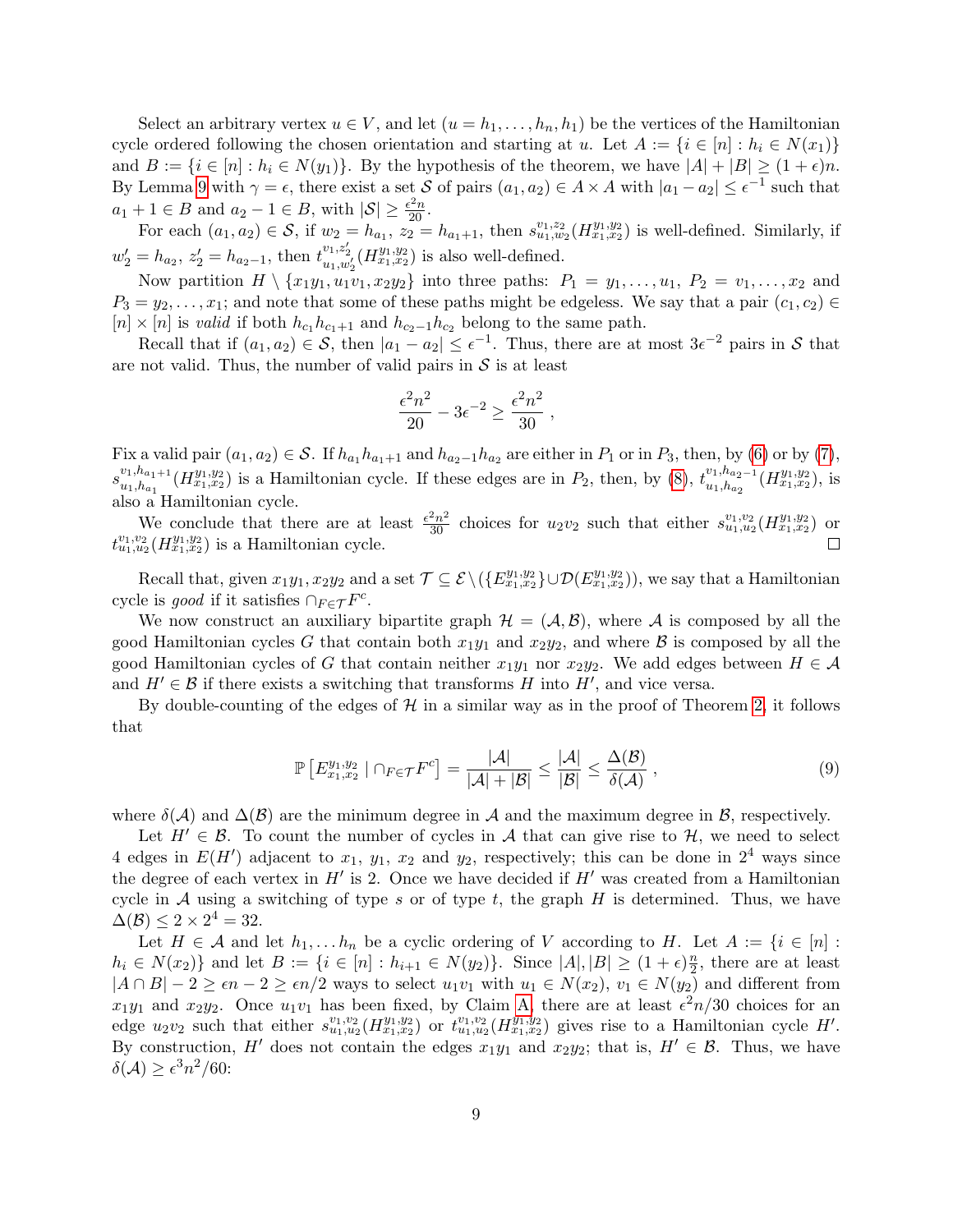Select an arbitrary vertex $u \in V$, and let $(u = h_1, \dots, h_n, h_1)$ be the vertices of the Hamiltonian cycle ordered following the chosen orientation and starting at $u$. Let $A := \{i \in [n] : h_i \in N(x_1)\}$ and $B := \{i \in [n] : h_i \in N(y_1)\}$. By the hypothesis of the theorem, we have $|A| + |B| \geq (1+\epsilon)n$. By Lemma 9 with $\gamma = \epsilon$, there exist a set $\mathcal{S}$ of pairs $(a_1, a_2) \in A \times A$ with $|a_1 - a_2| \leq \epsilon^{-1}$ such that $a_1 + 1 \in B$ and $a_2 - 1 \in B$, with $|\mathcal{S}| \geq \frac{\epsilon^2 n}{20}$.

For each $(a_1, a_2) \in \mathcal{S}$, if $w_2 = h_{a_1}$, $z_2 = h_{a_1+1}$, then $s_{u_1,w_2}^{v_1,z_2}(H_{x_1,x_2}^{y_1,y_2})$ is well-defined. Similarly, if $w_2' = h_{a_2}$, $z_2' = h_{a_2-1}$, then $t_{u_1,w_2'}^{v_1,z_2'}(H_{x_1,x_2}^{y_1,y_2})$ is also well-defined.

Now partition $H \setminus \{x_1y_1, u_1v_1, x_2y_2\}$ into three paths: $P_1 = y_1, \dots, u_1$, $P_2 = v_1, \dots, x_2$ and $P_3 = y_2, \dots, x_1$; and note that some of these paths might be edgeless. We say that a pair $(c_1, c_2) \in [n] \times [n]$ is *valid* if both $h_{c_1}h_{c_1+1}$ and $h_{c_2-1}h_{c_2}$ belong to the same path.

Recall that if $(a_1, a_2) \in \mathcal{S}$, then $|a_1 - a_2| \leq \epsilon^{-1}$. Thus, there are at most $3\epsilon^{-2}$ pairs in $\mathcal{S}$ that are not valid. Thus, the number of valid pairs in $\mathcal{S}$ is at least

$$\frac{\epsilon^2 n^2}{20} - 3\epsilon^{-2} \geq \frac{\epsilon^2 n^2}{30} \ ,$$

Fix a valid pair $(a_1, a_2) \in \mathcal{S}$. If $h_{a_1}h_{a_1+1}$ and $h_{a_2-1}h_{a_2}$ are either in $P_1$ or in $P_3$, then, by (6) or by (7), $s_{u_1,h_{a_1}}^{v_1,h_{a_1+1}}(H_{x_1,x_2}^{y_1,y_2})$ is a Hamiltonian cycle. If these edges are in $P_2$, then, by (8), $t_{u_1,h_{a_2}}^{v_1,h_{a_2-1}}(H_{x_1,x_2}^{y_1,y_2})$, is also a Hamiltonian cycle.

We conclude that there are at least $\frac{\epsilon^2 n^2}{30}$ choices for $u_2v_2$ such that either $s_{u_1,u_2}^{v_1,v_2}(H_{x_1,x_2}^{y_1,y_2})$ or $t_{u_1,u_2}^{v_1,v_2}(H_{x_1,x_2}^{y_1,y_2})$ is a Hamiltonian cycle. $\square$

Recall that, given $x_1y_1, x_2y_2$ and a set $\mathcal{T} \subseteq \mathcal{E} \setminus (\{E_{x_1,x_2}^{y_1,y_2}\} \cup \mathcal{D}(E_{x_1,x_2}^{y_1,y_2}))$, we say that a Hamiltonian cycle is *good* if it satisfies $\cap_{F \in \mathcal{T}} F^c$.

We now construct an auxiliary bipartite graph $\mathcal{H} = (\mathcal{A}, \mathcal{B})$, where $\mathcal{A}$ is composed by all the good Hamiltonian cycles $G$ that contain both $x_1y_1$ and $x_2y_2$, and where $\mathcal{B}$ is composed by all the good Hamiltonian cycles of $G$ that contain neither $x_1y_1$ nor $x_2y_2$. We add edges between $H \in \mathcal{A}$ and $H' \in \mathcal{B}$ if there exists a switching that transforms $H$ into $H'$, and vice versa.

By double-counting of the edges of $\mathcal{H}$ in a similar way as in the proof of Theorem 2, it follows that

$$\mathbb{P}\left[E_{x_1,x_2}^{y_1,y_2} \mid \cap_{F \in \mathcal{T}} F^c\right] = \frac{|\mathcal{A}|}{|\mathcal{A}| + |\mathcal{B}|} \leq \frac{|\mathcal{A}|}{|\mathcal{B}|} \leq \frac{\Delta(\mathcal{B})}{\delta(\mathcal{A})} \ , \tag{9}$$

where $\delta(\mathcal{A})$ and $\Delta(\mathcal{B})$ are the minimum degree in $\mathcal{A}$ and the maximum degree in $\mathcal{B}$, respectively.

Let $H' \in \mathcal{B}$. To count the number of cycles in $\mathcal{A}$ that can give rise to $\mathcal{H}$, we need to select 4 edges in $E(H')$ adjacent to $x_1$, $y_1$, $x_2$ and $y_2$, respectively; this can be done in $2^4$ ways since the degree of each vertex in $H'$ is 2. Once we have decided if $H'$ was created from a Hamiltonian cycle in $\mathcal{A}$ using a switching of type $s$ or of type $t$, the graph $H$ is determined. Thus, we have $\Delta(\mathcal{B}) \leq 2 \times 2^4 = 32$.

Let $H \in \mathcal{A}$ and let $h_1, \dots h_n$ be a cyclic ordering of $V$ according to $H$. Let $A := \{i \in [n] : h_i \in N(x_2)\}$ and let $B := \{i \in [n] : h_{i+1} \in N(y_2)\}$. Since $|A|, |B| \geq (1+\epsilon)\frac{n}{2}$, there are at least $|A \cap B| - 2 \geq \epsilon n - 2 \geq \epsilon n/2$ ways to select $u_1v_1$ with $u_1 \in N(x_2)$, $v_1 \in N(y_2)$ and different from $x_1y_1$ and $x_2y_2$. Once $u_1v_1$ has been fixed, by Claim A, there are at least $\epsilon^2 n/30$ choices for an edge $u_2v_2$ such that either $s_{u_1,u_2}^{v_1,v_2}(H_{x_1,x_2}^{y_1,y_2})$ or $t_{u_1,u_2}^{v_1,v_2}(H_{x_1,x_2}^{y_1,y_2})$ gives rise to a Hamiltonian cycle $H'$. By construction, $H'$ does not contain the edges $x_1y_1$ and $x_2y_2$; that is, $H' \in \mathcal{B}$. Thus, we have $\delta(\mathcal{A}) \geq \epsilon^3 n^2/60$: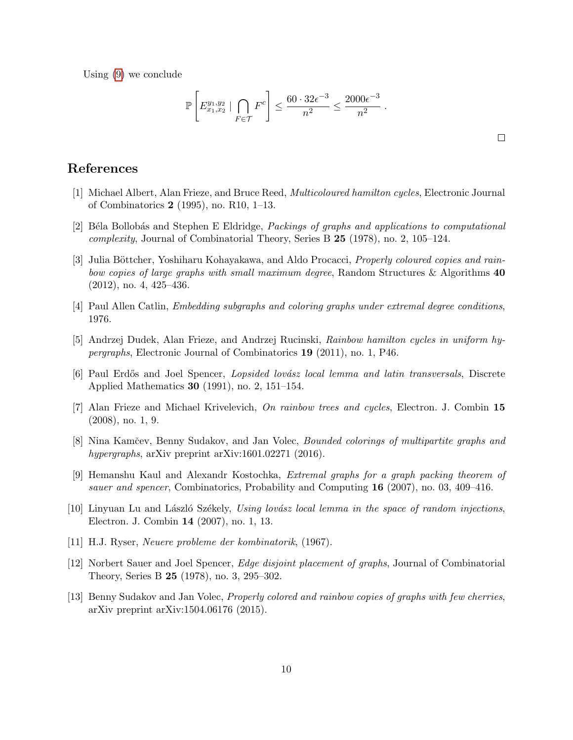Using (9) we conclude

$$\mathbb{P}\left[E_{x_1,x_2}^{y_1,y_2} \mid \bigcap_{F\in\mathcal{T}} F^c\right] \le \frac{60\cdot 32\epsilon^{-3}}{n^2} \le \frac{2000\epsilon^{-3}}{n^2}\,.$$

□

## References

[1] Michael Albert, Alan Frieze, and Bruce Reed, *Multicoloured hamilton cycles*, Electronic Journal of Combinatorics **2** (1995), no. R10, 1–13.

[2] Béla Bollobás and Stephen E Eldridge, *Packings of graphs and applications to computational complexity*, Journal of Combinatorial Theory, Series B **25** (1978), no. 2, 105–124.

[3] Julia Böttcher, Yoshiharu Kohayakawa, and Aldo Procacci, *Properly coloured copies and rainbow copies of large graphs with small maximum degree*, Random Structures & Algorithms **40** (2012), no. 4, 425–436.

[4] Paul Allen Catlin, *Embedding subgraphs and coloring graphs under extremal degree conditions*, 1976.

[5] Andrzej Dudek, Alan Frieze, and Andrzej Rucinski, *Rainbow hamilton cycles in uniform hypergraphs*, Electronic Journal of Combinatorics **19** (2011), no. 1, P46.

[6] Paul Erdős and Joel Spencer, *Lopsided lovász local lemma and latin transversals*, Discrete Applied Mathematics **30** (1991), no. 2, 151–154.

[7] Alan Frieze and Michael Krivelevich, *On rainbow trees and cycles*, Electron. J. Combin **15** (2008), no. 1, 9.

[8] Nina Kamčev, Benny Sudakov, and Jan Volec, *Bounded colorings of multipartite graphs and hypergraphs*, arXiv preprint arXiv:1601.02271 (2016).

[9] Hemanshu Kaul and Alexandr Kostochka, *Extremal graphs for a graph packing theorem of sauer and spencer*, Combinatorics, Probability and Computing **16** (2007), no. 03, 409–416.

[10] Linyuan Lu and László Székely, *Using lovász local lemma in the space of random injections*, Electron. J. Combin **14** (2007), no. 1, 13.

[11] H.J. Ryser, *Neuere probleme der kombinatorik*, (1967).

[12] Norbert Sauer and Joel Spencer, *Edge disjoint placement of graphs*, Journal of Combinatorial Theory, Series B **25** (1978), no. 3, 295–302.

[13] Benny Sudakov and Jan Volec, *Properly colored and rainbow copies of graphs with few cherries*, arXiv preprint arXiv:1504.06176 (2015).